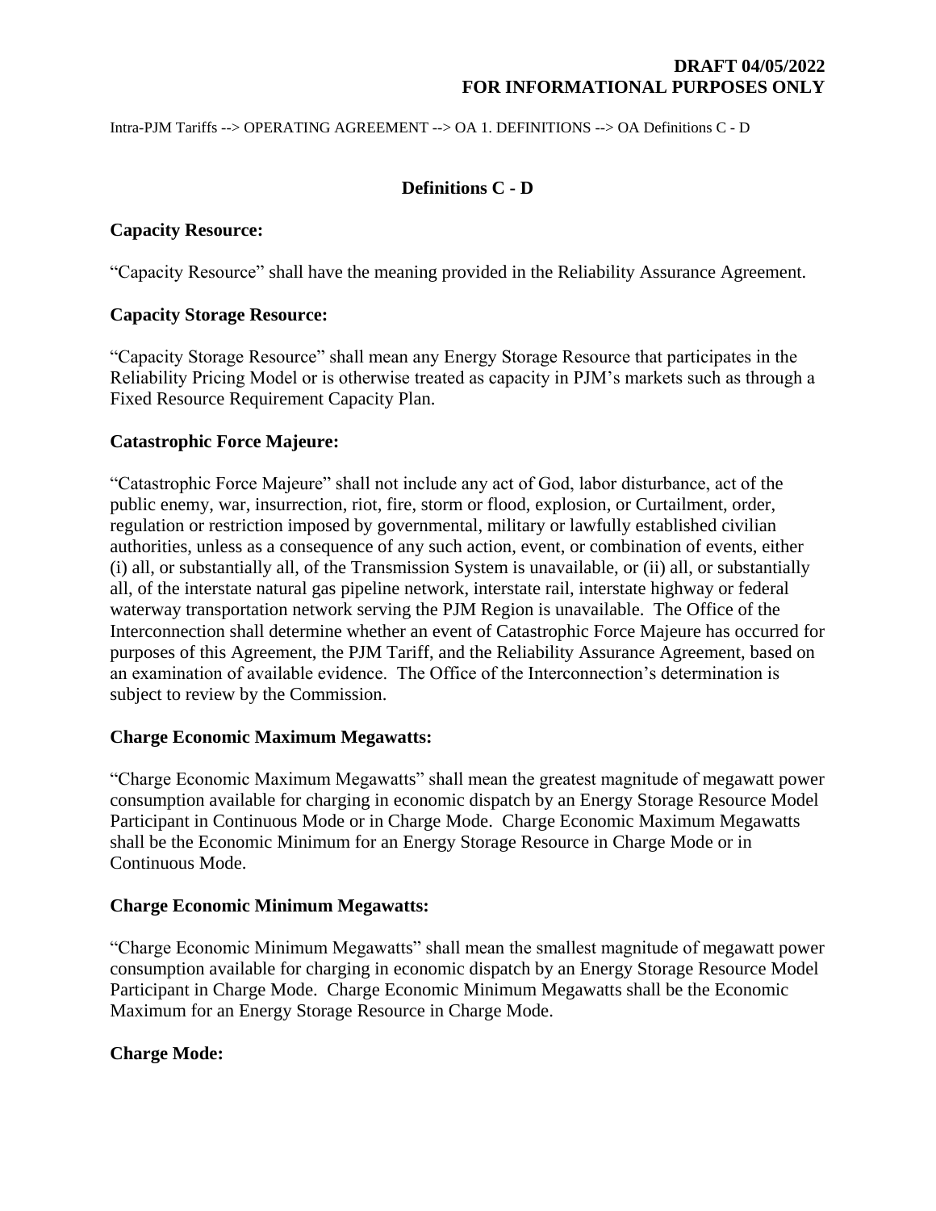**DRAFT 04/05/2022**
**FOR INFORMATIONAL PURPOSES ONLY**

Intra-PJM Tariffs --> OPERATING AGREEMENT --> OA 1. DEFINITIONS --> OA Definitions C - D

# Definitions C - D

### Capacity Resource:

"Capacity Resource" shall have the meaning provided in the Reliability Assurance Agreement.

### Capacity Storage Resource:

"Capacity Storage Resource" shall mean any Energy Storage Resource that participates in the Reliability Pricing Model or is otherwise treated as capacity in PJM's markets such as through a Fixed Resource Requirement Capacity Plan.

### Catastrophic Force Majeure:

"Catastrophic Force Majeure" shall not include any act of God, labor disturbance, act of the public enemy, war, insurrection, riot, fire, storm or flood, explosion, or Curtailment, order, regulation or restriction imposed by governmental, military or lawfully established civilian authorities, unless as a consequence of any such action, event, or combination of events, either (i) all, or substantially all, of the Transmission System is unavailable, or (ii) all, or substantially all, of the interstate natural gas pipeline network, interstate rail, interstate highway or federal waterway transportation network serving the PJM Region is unavailable. The Office of the Interconnection shall determine whether an event of Catastrophic Force Majeure has occurred for purposes of this Agreement, the PJM Tariff, and the Reliability Assurance Agreement, based on an examination of available evidence. The Office of the Interconnection's determination is subject to review by the Commission.

### Charge Economic Maximum Megawatts:

"Charge Economic Maximum Megawatts" shall mean the greatest magnitude of megawatt power consumption available for charging in economic dispatch by an Energy Storage Resource Model Participant in Continuous Mode or in Charge Mode. Charge Economic Maximum Megawatts shall be the Economic Minimum for an Energy Storage Resource in Charge Mode or in Continuous Mode.

### Charge Economic Minimum Megawatts:

"Charge Economic Minimum Megawatts" shall mean the smallest magnitude of megawatt power consumption available for charging in economic dispatch by an Energy Storage Resource Model Participant in Charge Mode. Charge Economic Minimum Megawatts shall be the Economic Maximum for an Energy Storage Resource in Charge Mode.

### Charge Mode: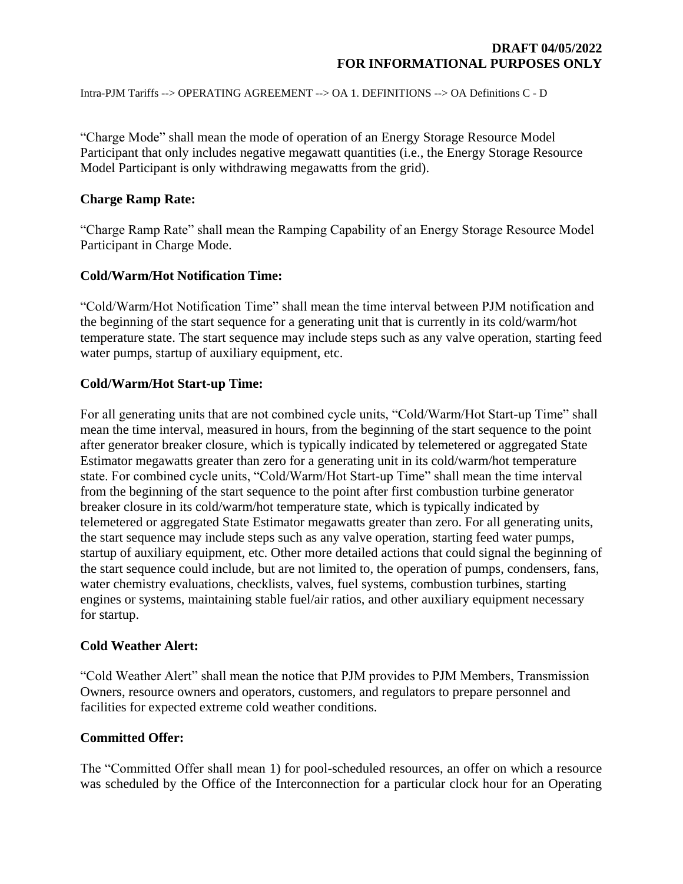Intra-PJM Tariffs --> OPERATING AGREEMENT --> OA 1. DEFINITIONS --> OA Definitions C - D

"Charge Mode" shall mean the mode of operation of an Energy Storage Resource Model Participant that only includes negative megawatt quantities (i.e., the Energy Storage Resource Model Participant is only withdrawing megawatts from the grid).

**Charge Ramp Rate:**

"Charge Ramp Rate" shall mean the Ramping Capability of an Energy Storage Resource Model Participant in Charge Mode.

**Cold/Warm/Hot Notification Time:**

"Cold/Warm/Hot Notification Time" shall mean the time interval between PJM notification and the beginning of the start sequence for a generating unit that is currently in its cold/warm/hot temperature state. The start sequence may include steps such as any valve operation, starting feed water pumps, startup of auxiliary equipment, etc.

**Cold/Warm/Hot Start-up Time:**

For all generating units that are not combined cycle units, "Cold/Warm/Hot Start-up Time" shall mean the time interval, measured in hours, from the beginning of the start sequence to the point after generator breaker closure, which is typically indicated by telemetered or aggregated State Estimator megawatts greater than zero for a generating unit in its cold/warm/hot temperature state. For combined cycle units, "Cold/Warm/Hot Start-up Time" shall mean the time interval from the beginning of the start sequence to the point after first combustion turbine generator breaker closure in its cold/warm/hot temperature state, which is typically indicated by telemetered or aggregated State Estimator megawatts greater than zero. For all generating units, the start sequence may include steps such as any valve operation, starting feed water pumps, startup of auxiliary equipment, etc. Other more detailed actions that could signal the beginning of the start sequence could include, but are not limited to, the operation of pumps, condensers, fans, water chemistry evaluations, checklists, valves, fuel systems, combustion turbines, starting engines or systems, maintaining stable fuel/air ratios, and other auxiliary equipment necessary for startup.

**Cold Weather Alert:**

"Cold Weather Alert" shall mean the notice that PJM provides to PJM Members, Transmission Owners, resource owners and operators, customers, and regulators to prepare personnel and facilities for expected extreme cold weather conditions.

**Committed Offer:**

The "Committed Offer shall mean 1) for pool-scheduled resources, an offer on which a resource was scheduled by the Office of the Interconnection for a particular clock hour for an Operating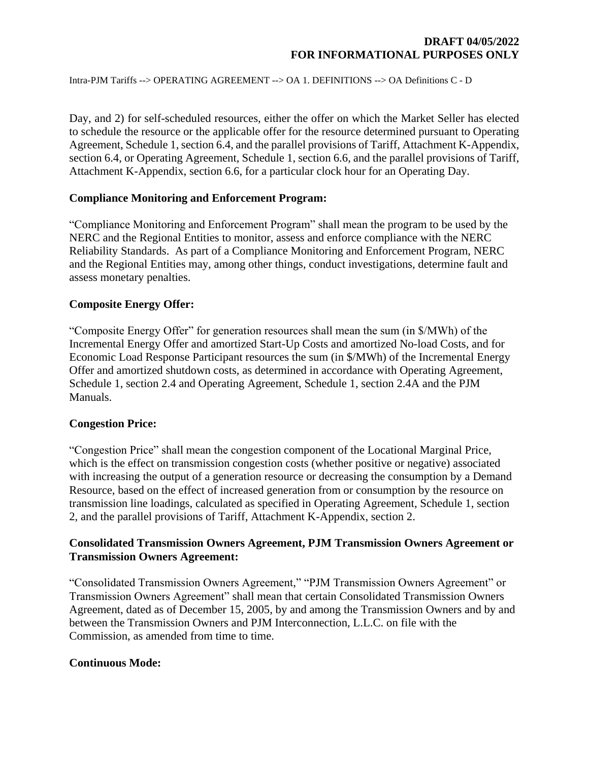Day, and 2) for self-scheduled resources, either the offer on which the Market Seller has elected to schedule the resource or the applicable offer for the resource determined pursuant to Operating Agreement, Schedule 1, section 6.4, and the parallel provisions of Tariff, Attachment K-Appendix, section 6.4, or Operating Agreement, Schedule 1, section 6.6, and the parallel provisions of Tariff, Attachment K-Appendix, section 6.6, for a particular clock hour for an Operating Day.

**Compliance Monitoring and Enforcement Program:**

"Compliance Monitoring and Enforcement Program" shall mean the program to be used by the NERC and the Regional Entities to monitor, assess and enforce compliance with the NERC Reliability Standards. As part of a Compliance Monitoring and Enforcement Program, NERC and the Regional Entities may, among other things, conduct investigations, determine fault and assess monetary penalties.

**Composite Energy Offer:**

"Composite Energy Offer" for generation resources shall mean the sum (in $/MWh) of the Incremental Energy Offer and amortized Start-Up Costs and amortized No-load Costs, and for Economic Load Response Participant resources the sum (in $/MWh) of the Incremental Energy Offer and amortized shutdown costs, as determined in accordance with Operating Agreement, Schedule 1, section 2.4 and Operating Agreement, Schedule 1, section 2.4A and the PJM Manuals.

**Congestion Price:**

"Congestion Price" shall mean the congestion component of the Locational Marginal Price, which is the effect on transmission congestion costs (whether positive or negative) associated with increasing the output of a generation resource or decreasing the consumption by a Demand Resource, based on the effect of increased generation from or consumption by the resource on transmission line loadings, calculated as specified in Operating Agreement, Schedule 1, section 2, and the parallel provisions of Tariff, Attachment K-Appendix, section 2.

**Consolidated Transmission Owners Agreement, PJM Transmission Owners Agreement or Transmission Owners Agreement:**

"Consolidated Transmission Owners Agreement," "PJM Transmission Owners Agreement" or Transmission Owners Agreement" shall mean that certain Consolidated Transmission Owners Agreement, dated as of December 15, 2005, by and among the Transmission Owners and by and between the Transmission Owners and PJM Interconnection, L.L.C. on file with the Commission, as amended from time to time.

**Continuous Mode:**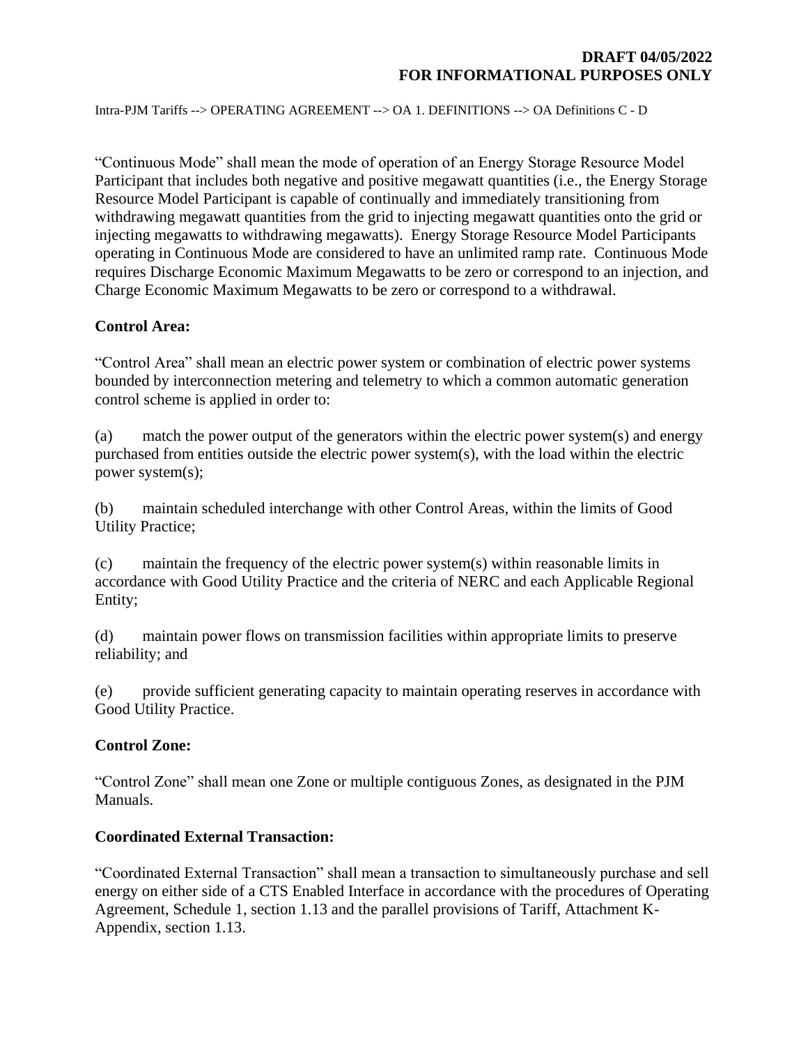"Continuous Mode" shall mean the mode of operation of an Energy Storage Resource Model Participant that includes both negative and positive megawatt quantities (i.e., the Energy Storage Resource Model Participant is capable of continually and immediately transitioning from withdrawing megawatt quantities from the grid to injecting megawatt quantities onto the grid or injecting megawatts to withdrawing megawatts). Energy Storage Resource Model Participants operating in Continuous Mode are considered to have an unlimited ramp rate. Continuous Mode requires Discharge Economic Maximum Megawatts to be zero or correspond to an injection, and Charge Economic Maximum Megawatts to be zero or correspond to a withdrawal.

**Control Area:**

"Control Area" shall mean an electric power system or combination of electric power systems bounded by interconnection metering and telemetry to which a common automatic generation control scheme is applied in order to:

(a) match the power output of the generators within the electric power system(s) and energy purchased from entities outside the electric power system(s), with the load within the electric power system(s);

(b) maintain scheduled interchange with other Control Areas, within the limits of Good Utility Practice;

(c) maintain the frequency of the electric power system(s) within reasonable limits in accordance with Good Utility Practice and the criteria of NERC and each Applicable Regional Entity;

(d) maintain power flows on transmission facilities within appropriate limits to preserve reliability; and

(e) provide sufficient generating capacity to maintain operating reserves in accordance with Good Utility Practice.

**Control Zone:**

"Control Zone" shall mean one Zone or multiple contiguous Zones, as designated in the PJM Manuals.

**Coordinated External Transaction:**

"Coordinated External Transaction" shall mean a transaction to simultaneously purchase and sell energy on either side of a CTS Enabled Interface in accordance with the procedures of Operating Agreement, Schedule 1, section 1.13 and the parallel provisions of Tariff, Attachment K-Appendix, section 1.13.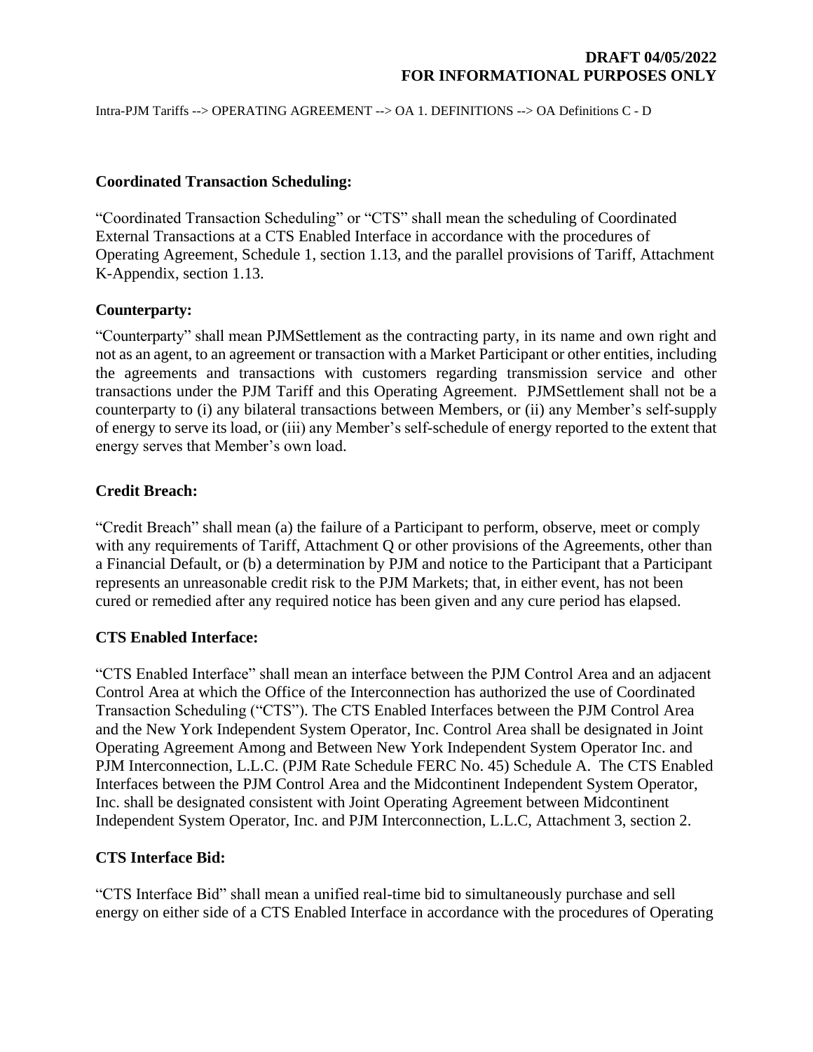**Coordinated Transaction Scheduling:**

"Coordinated Transaction Scheduling" or "CTS" shall mean the scheduling of Coordinated External Transactions at a CTS Enabled Interface in accordance with the procedures of Operating Agreement, Schedule 1, section 1.13, and the parallel provisions of Tariff, Attachment K-Appendix, section 1.13.

**Counterparty:**

"Counterparty" shall mean PJMSettlement as the contracting party, in its name and own right and not as an agent, to an agreement or transaction with a Market Participant or other entities, including the agreements and transactions with customers regarding transmission service and other transactions under the PJM Tariff and this Operating Agreement. PJMSettlement shall not be a counterparty to (i) any bilateral transactions between Members, or (ii) any Member's self-supply of energy to serve its load, or (iii) any Member's self-schedule of energy reported to the extent that energy serves that Member's own load.

**Credit Breach:**

"Credit Breach" shall mean (a) the failure of a Participant to perform, observe, meet or comply with any requirements of Tariff, Attachment Q or other provisions of the Agreements, other than a Financial Default, or (b) a determination by PJM and notice to the Participant that a Participant represents an unreasonable credit risk to the PJM Markets; that, in either event, has not been cured or remedied after any required notice has been given and any cure period has elapsed.

**CTS Enabled Interface:**

"CTS Enabled Interface" shall mean an interface between the PJM Control Area and an adjacent Control Area at which the Office of the Interconnection has authorized the use of Coordinated Transaction Scheduling ("CTS"). The CTS Enabled Interfaces between the PJM Control Area and the New York Independent System Operator, Inc. Control Area shall be designated in Joint Operating Agreement Among and Between New York Independent System Operator Inc. and PJM Interconnection, L.L.C. (PJM Rate Schedule FERC No. 45) Schedule A. The CTS Enabled Interfaces between the PJM Control Area and the Midcontinent Independent System Operator, Inc. shall be designated consistent with Joint Operating Agreement between Midcontinent Independent System Operator, Inc. and PJM Interconnection, L.L.C, Attachment 3, section 2.

**CTS Interface Bid:**

"CTS Interface Bid" shall mean a unified real-time bid to simultaneously purchase and sell energy on either side of a CTS Enabled Interface in accordance with the procedures of Operating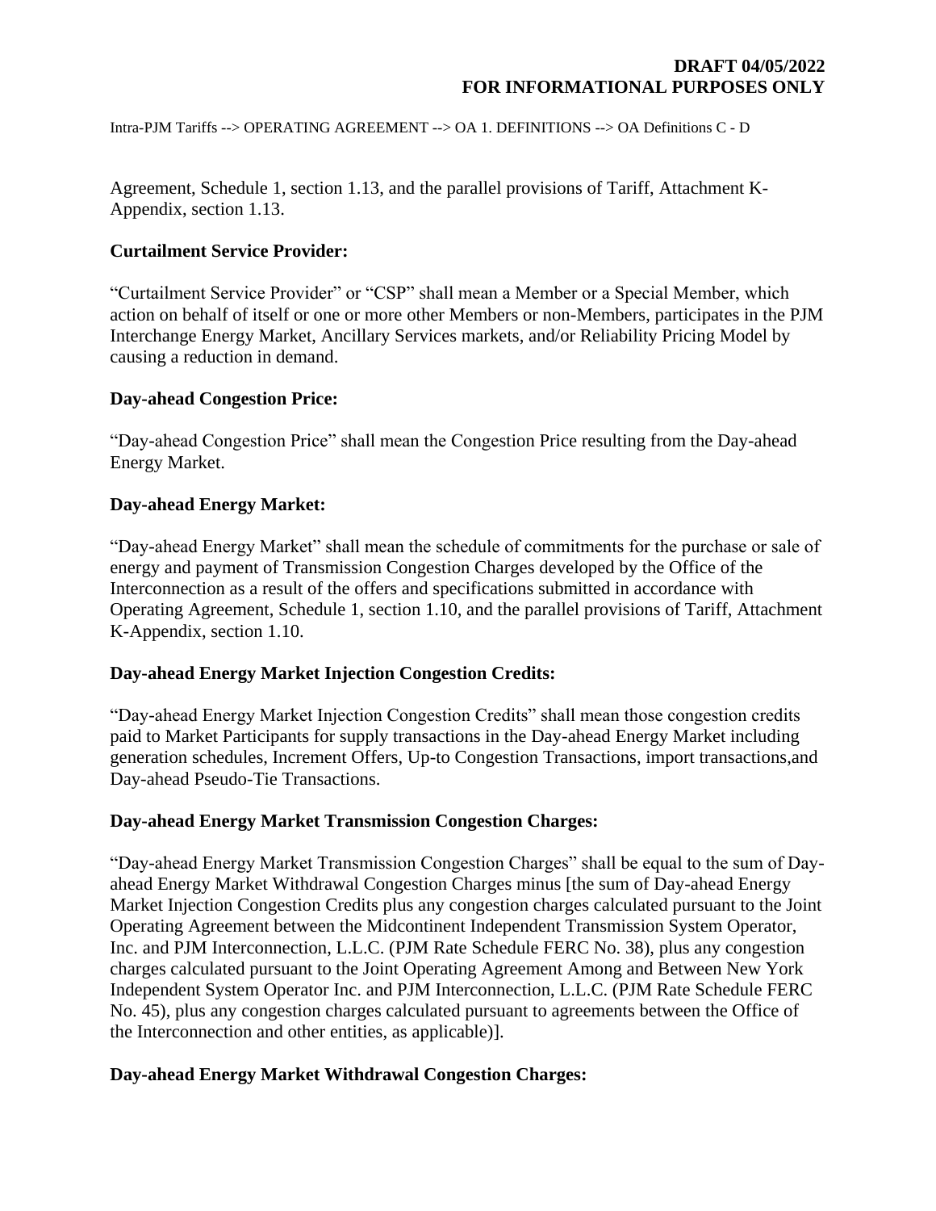Agreement, Schedule 1, section 1.13, and the parallel provisions of Tariff, Attachment K-Appendix, section 1.13.

**Curtailment Service Provider:**

"Curtailment Service Provider" or "CSP" shall mean a Member or a Special Member, which action on behalf of itself or one or more other Members or non-Members, participates in the PJM Interchange Energy Market, Ancillary Services markets, and/or Reliability Pricing Model by causing a reduction in demand.

**Day-ahead Congestion Price:**

"Day-ahead Congestion Price" shall mean the Congestion Price resulting from the Day-ahead Energy Market.

**Day-ahead Energy Market:**

"Day-ahead Energy Market" shall mean the schedule of commitments for the purchase or sale of energy and payment of Transmission Congestion Charges developed by the Office of the Interconnection as a result of the offers and specifications submitted in accordance with Operating Agreement, Schedule 1, section 1.10, and the parallel provisions of Tariff, Attachment K-Appendix, section 1.10.

**Day-ahead Energy Market Injection Congestion Credits:**

"Day-ahead Energy Market Injection Congestion Credits" shall mean those congestion credits paid to Market Participants for supply transactions in the Day-ahead Energy Market including generation schedules, Increment Offers, Up-to Congestion Transactions, import transactions,and Day-ahead Pseudo-Tie Transactions.

**Day-ahead Energy Market Transmission Congestion Charges:**

"Day-ahead Energy Market Transmission Congestion Charges" shall be equal to the sum of Day-ahead Energy Market Withdrawal Congestion Charges minus [the sum of Day-ahead Energy Market Injection Congestion Credits plus any congestion charges calculated pursuant to the Joint Operating Agreement between the Midcontinent Independent Transmission System Operator, Inc. and PJM Interconnection, L.L.C. (PJM Rate Schedule FERC No. 38), plus any congestion charges calculated pursuant to the Joint Operating Agreement Among and Between New York Independent System Operator Inc. and PJM Interconnection, L.L.C. (PJM Rate Schedule FERC No. 45), plus any congestion charges calculated pursuant to agreements between the Office of the Interconnection and other entities, as applicable)].

**Day-ahead Energy Market Withdrawal Congestion Charges:**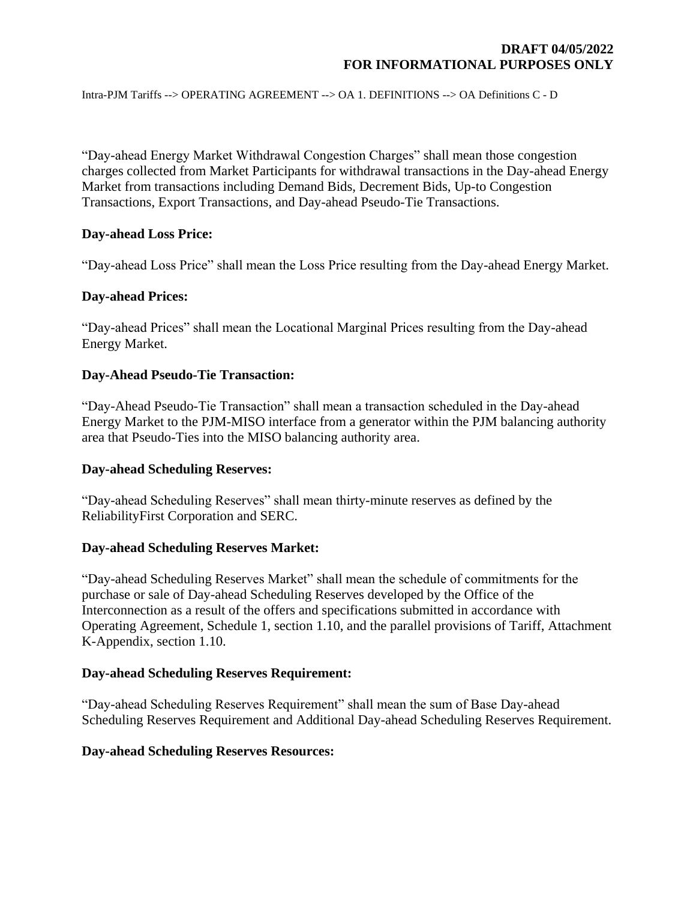"Day-ahead Energy Market Withdrawal Congestion Charges" shall mean those congestion charges collected from Market Participants for withdrawal transactions in the Day-ahead Energy Market from transactions including Demand Bids, Decrement Bids, Up-to Congestion Transactions, Export Transactions, and Day-ahead Pseudo-Tie Transactions.

**Day-ahead Loss Price:**

"Day-ahead Loss Price" shall mean the Loss Price resulting from the Day-ahead Energy Market.

**Day-ahead Prices:**

"Day-ahead Prices" shall mean the Locational Marginal Prices resulting from the Day-ahead Energy Market.

**Day-Ahead Pseudo-Tie Transaction:**

"Day-Ahead Pseudo-Tie Transaction" shall mean a transaction scheduled in the Day-ahead Energy Market to the PJM-MISO interface from a generator within the PJM balancing authority area that Pseudo-Ties into the MISO balancing authority area.

**Day-ahead Scheduling Reserves:**

"Day-ahead Scheduling Reserves" shall mean thirty-minute reserves as defined by the ReliabilityFirst Corporation and SERC.

**Day-ahead Scheduling Reserves Market:**

"Day-ahead Scheduling Reserves Market" shall mean the schedule of commitments for the purchase or sale of Day-ahead Scheduling Reserves developed by the Office of the Interconnection as a result of the offers and specifications submitted in accordance with Operating Agreement, Schedule 1, section 1.10, and the parallel provisions of Tariff, Attachment K-Appendix, section 1.10.

**Day-ahead Scheduling Reserves Requirement:**

"Day-ahead Scheduling Reserves Requirement" shall mean the sum of Base Day-ahead Scheduling Reserves Requirement and Additional Day-ahead Scheduling Reserves Requirement.

**Day-ahead Scheduling Reserves Resources:**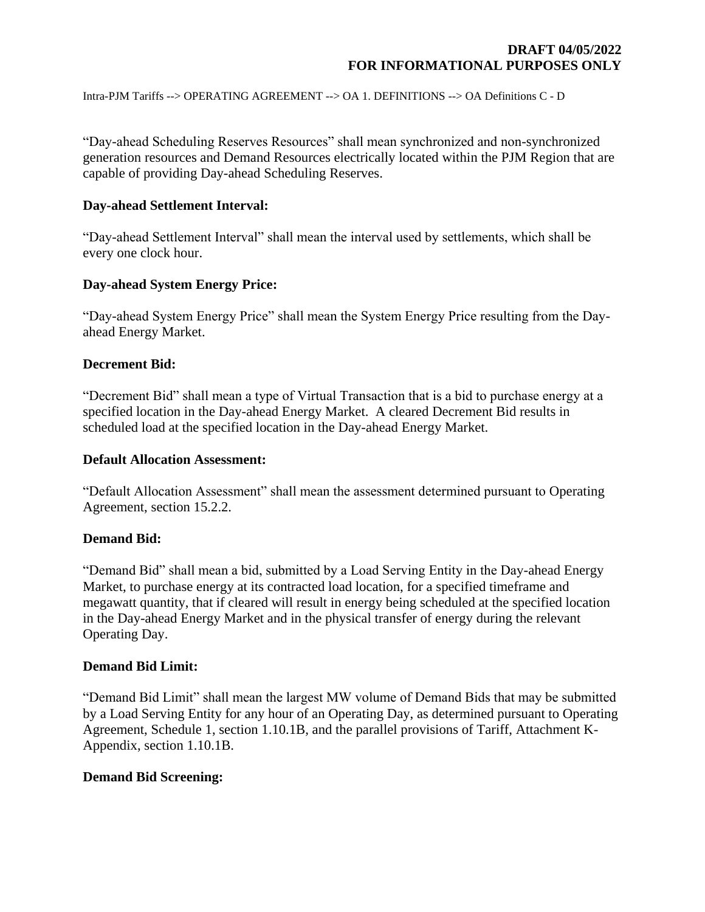"Day-ahead Scheduling Reserves Resources" shall mean synchronized and non-synchronized generation resources and Demand Resources electrically located within the PJM Region that are capable of providing Day-ahead Scheduling Reserves.

**Day-ahead Settlement Interval:**

"Day-ahead Settlement Interval" shall mean the interval used by settlements, which shall be every one clock hour.

**Day-ahead System Energy Price:**

"Day-ahead System Energy Price" shall mean the System Energy Price resulting from the Day-ahead Energy Market.

**Decrement Bid:**

"Decrement Bid" shall mean a type of Virtual Transaction that is a bid to purchase energy at a specified location in the Day-ahead Energy Market. A cleared Decrement Bid results in scheduled load at the specified location in the Day-ahead Energy Market.

**Default Allocation Assessment:**

"Default Allocation Assessment" shall mean the assessment determined pursuant to Operating Agreement, section 15.2.2.

**Demand Bid:**

"Demand Bid" shall mean a bid, submitted by a Load Serving Entity in the Day-ahead Energy Market, to purchase energy at its contracted load location, for a specified timeframe and megawatt quantity, that if cleared will result in energy being scheduled at the specified location in the Day-ahead Energy Market and in the physical transfer of energy during the relevant Operating Day.

**Demand Bid Limit:**

"Demand Bid Limit" shall mean the largest MW volume of Demand Bids that may be submitted by a Load Serving Entity for any hour of an Operating Day, as determined pursuant to Operating Agreement, Schedule 1, section 1.10.1B, and the parallel provisions of Tariff, Attachment K-Appendix, section 1.10.1B.

**Demand Bid Screening:**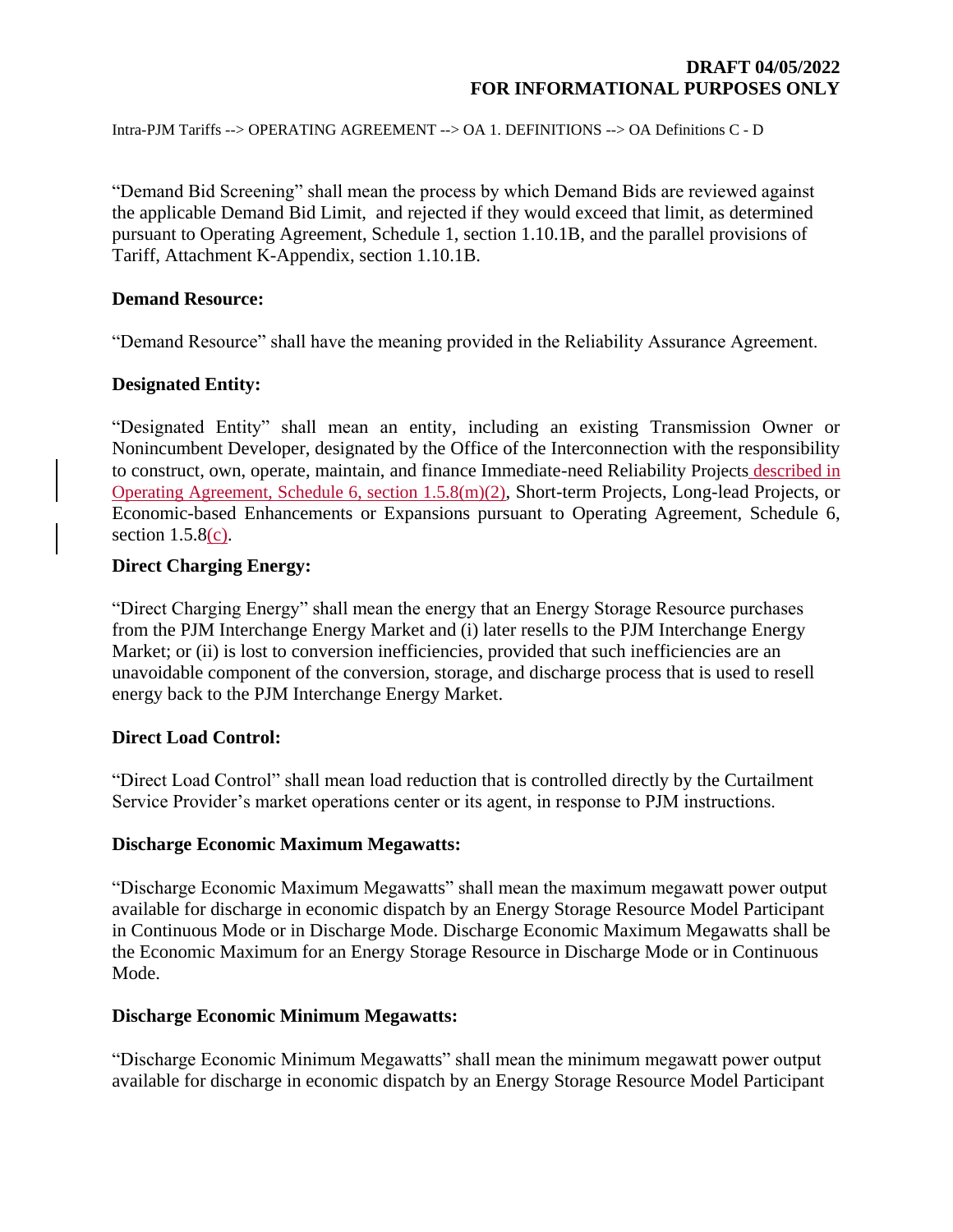"Demand Bid Screening" shall mean the process by which Demand Bids are reviewed against the applicable Demand Bid Limit, and rejected if they would exceed that limit, as determined pursuant to Operating Agreement, Schedule 1, section 1.10.1B, and the parallel provisions of Tariff, Attachment K-Appendix, section 1.10.1B.

**Demand Resource:**

"Demand Resource" shall have the meaning provided in the Reliability Assurance Agreement.

**Designated Entity:**

"Designated Entity" shall mean an entity, including an existing Transmission Owner or Nonincumbent Developer, designated by the Office of the Interconnection with the responsibility to construct, own, operate, maintain, and finance Immediate-need Reliability Projects described in Operating Agreement, Schedule 6, section 1.5.8(m)(2), Short-term Projects, Long-lead Projects, or Economic-based Enhancements or Expansions pursuant to Operating Agreement, Schedule 6, section 1.5.8(c).

**Direct Charging Energy:**

"Direct Charging Energy" shall mean the energy that an Energy Storage Resource purchases from the PJM Interchange Energy Market and (i) later resells to the PJM Interchange Energy Market; or (ii) is lost to conversion inefficiencies, provided that such inefficiencies are an unavoidable component of the conversion, storage, and discharge process that is used to resell energy back to the PJM Interchange Energy Market.

**Direct Load Control:**

"Direct Load Control" shall mean load reduction that is controlled directly by the Curtailment Service Provider's market operations center or its agent, in response to PJM instructions.

**Discharge Economic Maximum Megawatts:**

"Discharge Economic Maximum Megawatts" shall mean the maximum megawatt power output available for discharge in economic dispatch by an Energy Storage Resource Model Participant in Continuous Mode or in Discharge Mode. Discharge Economic Maximum Megawatts shall be the Economic Maximum for an Energy Storage Resource in Discharge Mode or in Continuous Mode.

**Discharge Economic Minimum Megawatts:**

"Discharge Economic Minimum Megawatts" shall mean the minimum megawatt power output available for discharge in economic dispatch by an Energy Storage Resource Model Participant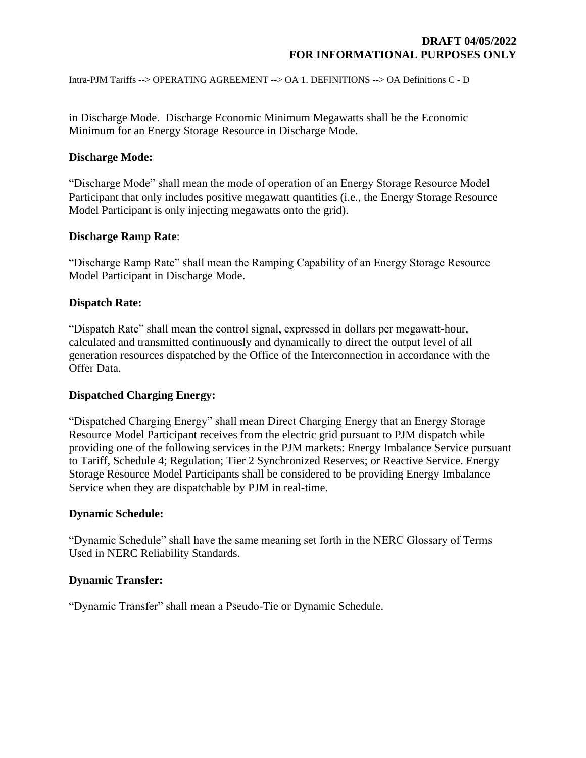in Discharge Mode. Discharge Economic Minimum Megawatts shall be the Economic Minimum for an Energy Storage Resource in Discharge Mode.

**Discharge Mode:**

"Discharge Mode" shall mean the mode of operation of an Energy Storage Resource Model Participant that only includes positive megawatt quantities (i.e., the Energy Storage Resource Model Participant is only injecting megawatts onto the grid).

**Discharge Ramp Rate**:

"Discharge Ramp Rate" shall mean the Ramping Capability of an Energy Storage Resource Model Participant in Discharge Mode.

**Dispatch Rate:**

"Dispatch Rate" shall mean the control signal, expressed in dollars per megawatt-hour, calculated and transmitted continuously and dynamically to direct the output level of all generation resources dispatched by the Office of the Interconnection in accordance with the Offer Data.

**Dispatched Charging Energy:**

"Dispatched Charging Energy" shall mean Direct Charging Energy that an Energy Storage Resource Model Participant receives from the electric grid pursuant to PJM dispatch while providing one of the following services in the PJM markets: Energy Imbalance Service pursuant to Tariff, Schedule 4; Regulation; Tier 2 Synchronized Reserves; or Reactive Service. Energy Storage Resource Model Participants shall be considered to be providing Energy Imbalance Service when they are dispatchable by PJM in real-time.

**Dynamic Schedule:**

"Dynamic Schedule" shall have the same meaning set forth in the NERC Glossary of Terms Used in NERC Reliability Standards.

**Dynamic Transfer:**

"Dynamic Transfer" shall mean a Pseudo-Tie or Dynamic Schedule.